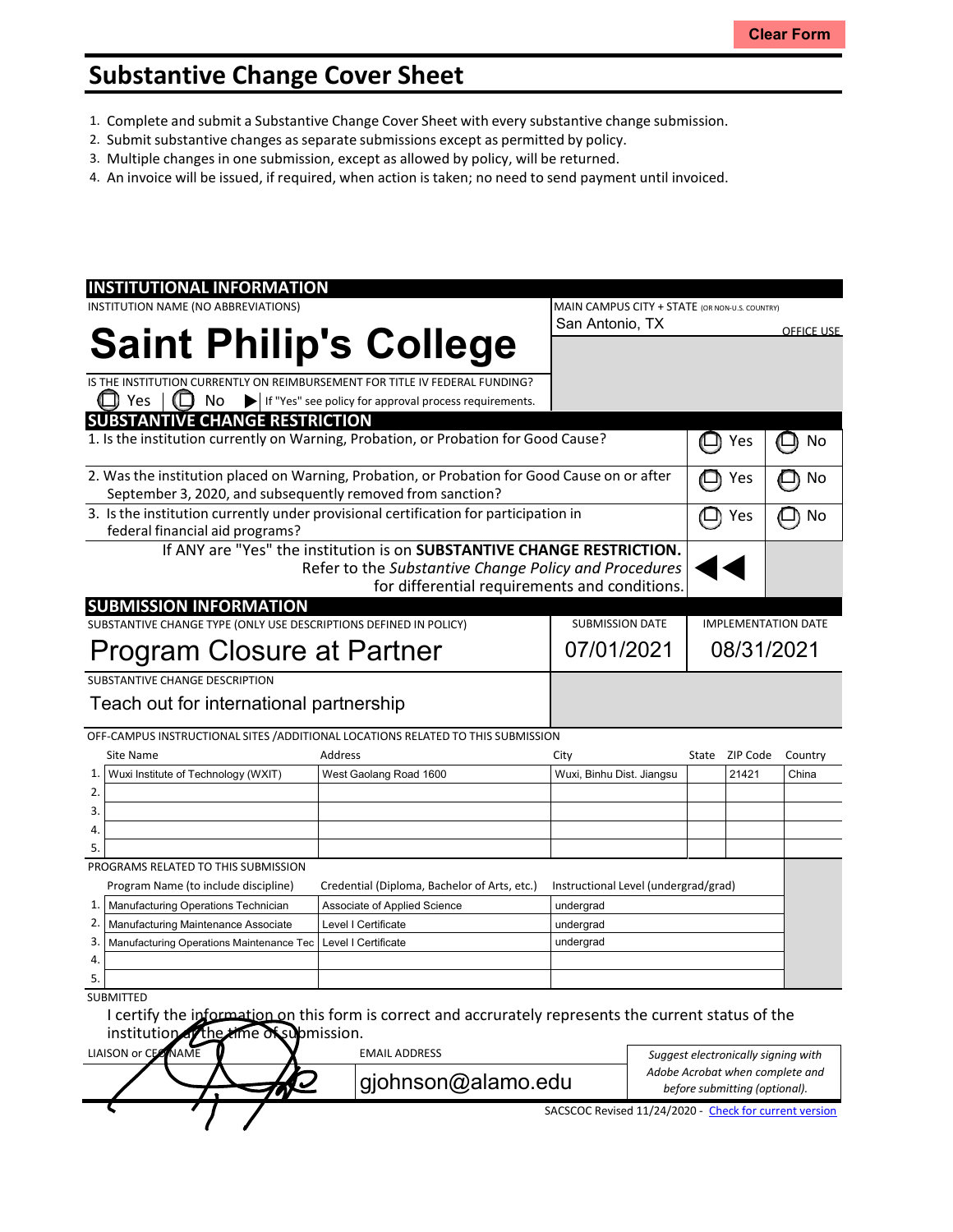Clear Form

# Substantive Change Cover Sheet

1. Complete and submit a Substantive Change Cover Sheet with every substantive change submission.
2. Submit substantive changes as separate submissions except as permitted by policy.
3. Multiple changes in one submission, except as allowed by policy, will be returned.
4. An invoice will be issued, if required, when action is taken; no need to send payment until invoiced.

## INSTITUTIONAL INFORMATION

INSTITUTION NAME (NO ABBREVIATIONS)

**Saint Philip's College**

MAIN CAMPUS CITY + STATE (OR NON-U.S. COUNTRY)
San Antonio, TX

OFFICE USE

IS THE INSTITUTION CURRENTLY ON REIMBURSEMENT FOR TITLE IV FEDERAL FUNDING?
☐ Yes | ☐ No ▶ If "Yes" see policy for approval process requirements.

## SUBSTANTIVE CHANGE RESTRICTION

| | | |
|---|---|---|
| 1. Is the institution currently on Warning, Probation, or Probation for Good Cause? | ☐ Yes | ☐ No |
| 2. Was the institution placed on Warning, Probation, or Probation for Good Cause on or after September 3, 2020, and subsequently removed from sanction? | ☐ Yes | ☐ No |
| 3. Is the institution currently under provisional certification for participation in federal financial aid programs? | ☐ Yes | ☐ No |

If ANY are "Yes" the institution is on **SUBSTANTIVE CHANGE RESTRICTION.** Refer to the *Substantive Change Policy and Procedures* for differential requirements and conditions. ◀◀

## SUBMISSION INFORMATION

| SUBSTANTIVE CHANGE TYPE (ONLY USE DESCRIPTIONS DEFINED IN POLICY) | SUBMISSION DATE | IMPLEMENTATION DATE |
|---|---|---|
| Program Closure at Partner | 07/01/2021 | 08/31/2021 |

SUBSTANTIVE CHANGE DESCRIPTION

Teach out for international partnership

OFF-CAMPUS INSTRUCTIONAL SITES /ADDITIONAL LOCATIONS RELATED TO THIS SUBMISSION

| | Site Name | Address | City | State | ZIP Code | Country |
|---|---|---|---|---|---|---|
| 1. | Wuxi Institute of Technology (WXIT) | West Gaolang Road 1600 | Wuxi, Binhu Dist. Jiangsu | | 21421 | China |
| 2. | | | | | | |
| 3. | | | | | | |
| 4. | | | | | | |
| 5. | | | | | | |

PROGRAMS RELATED TO THIS SUBMISSION

| | Program Name (to include discipline) | Credential (Diploma, Bachelor of Arts, etc.) | Instructional Level (undergrad/grad) |
|---|---|---|---|
| 1. | Manufacturing Operations Technician | Associate of Applied Science | undergrad |
| 2. | Manufacturing Maintenance Associate | Level I Certificate | undergrad |
| 3. | Manufacturing Operations Maintenance Tec | Level I Certificate | undergrad |
| 4. | | | |
| 5. | | | |

SUBMITTED

I certify the information on this form is correct and accrurately represents the current status of the institution at the time of submission.

| LIAISON or CEO NAME | EMAIL ADDRESS | |
|---|---|---|
| | gjohnson@alamo.edu | *Suggest electronically signing with Adobe Acrobat when complete and before submitting (optional).* |

SACSCOC Revised 11/24/2020 - Check for current version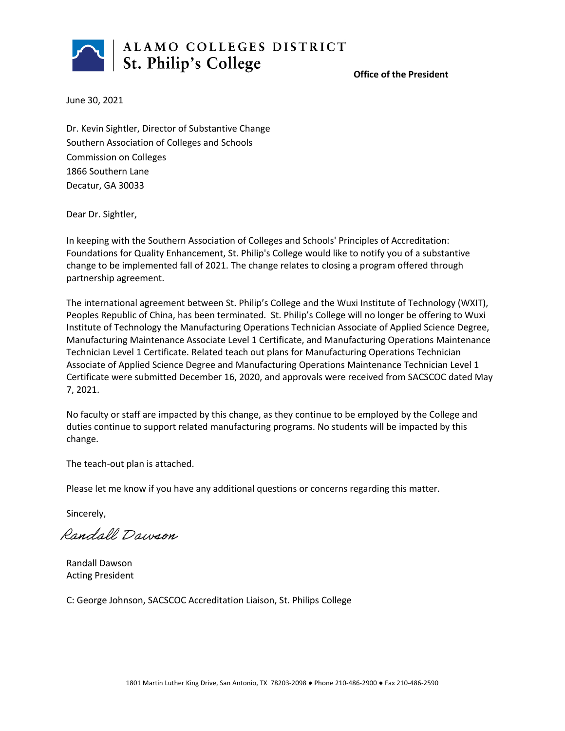ALAMO COLLEGES DISTRICT
**St. Philip's College**

**Office of the President**

June 30, 2021

Dr. Kevin Sightler, Director of Substantive Change
Southern Association of Colleges and Schools
Commission on Colleges
1866 Southern Lane
Decatur, GA 30033

Dear Dr. Sightler,

In keeping with the Southern Association of Colleges and Schools' Principles of Accreditation: Foundations for Quality Enhancement, St. Philip's College would like to notify you of a substantive change to be implemented fall of 2021. The change relates to closing a program offered through partnership agreement.

The international agreement between St. Philip's College and the Wuxi Institute of Technology (WXIT), Peoples Republic of China, has been terminated. St. Philip's College will no longer be offering to Wuxi Institute of Technology the Manufacturing Operations Technician Associate of Applied Science Degree, Manufacturing Maintenance Associate Level 1 Certificate, and Manufacturing Operations Maintenance Technician Level 1 Certificate. Related teach out plans for Manufacturing Operations Technician Associate of Applied Science Degree and Manufacturing Operations Maintenance Technician Level 1 Certificate were submitted December 16, 2020, and approvals were received from SACSCOC dated May 7, 2021.

No faculty or staff are impacted by this change, as they continue to be employed by the College and duties continue to support related manufacturing programs. No students will be impacted by this change.

The teach-out plan is attached.

Please let me know if you have any additional questions or concerns regarding this matter.

Sincerely,

*Randall Dawson*

Randall Dawson
Acting President

C: George Johnson, SACSCOC Accreditation Liaison, St. Philips College

1801 Martin Luther King Drive, San Antonio, TX 78203-2098 ● Phone 210-486-2900 ● Fax 210-486-2590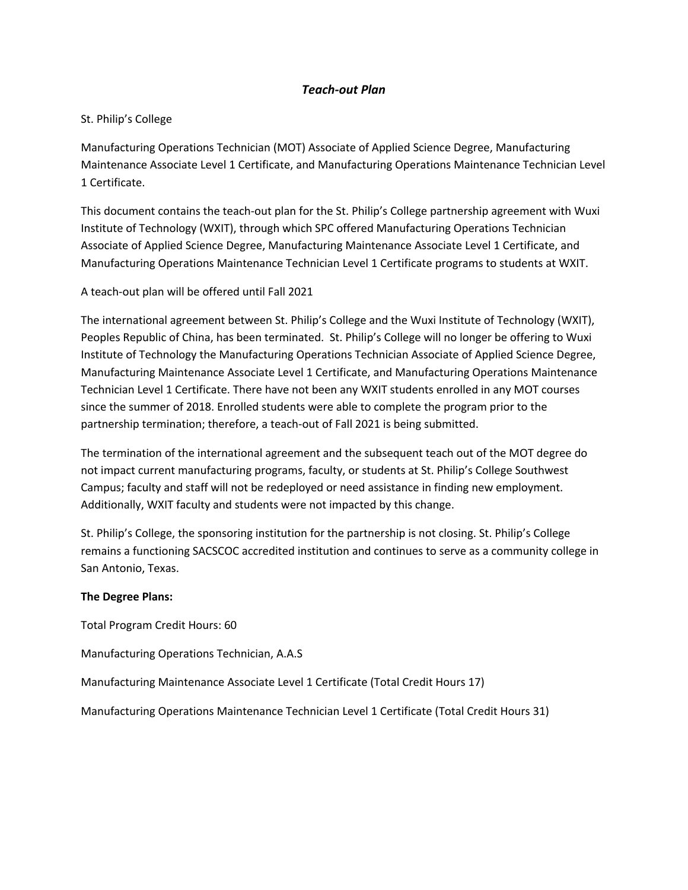## *Teach-out Plan*

St. Philip's College

Manufacturing Operations Technician (MOT) Associate of Applied Science Degree, Manufacturing Maintenance Associate Level 1 Certificate, and Manufacturing Operations Maintenance Technician Level 1 Certificate.

This document contains the teach-out plan for the St. Philip's College partnership agreement with Wuxi Institute of Technology (WXIT), through which SPC offered Manufacturing Operations Technician Associate of Applied Science Degree, Manufacturing Maintenance Associate Level 1 Certificate, and Manufacturing Operations Maintenance Technician Level 1 Certificate programs to students at WXIT.

A teach-out plan will be offered until Fall 2021

The international agreement between St. Philip's College and the Wuxi Institute of Technology (WXIT), Peoples Republic of China, has been terminated. St. Philip's College will no longer be offering to Wuxi Institute of Technology the Manufacturing Operations Technician Associate of Applied Science Degree, Manufacturing Maintenance Associate Level 1 Certificate, and Manufacturing Operations Maintenance Technician Level 1 Certificate. There have not been any WXIT students enrolled in any MOT courses since the summer of 2018. Enrolled students were able to complete the program prior to the partnership termination; therefore, a teach-out of Fall 2021 is being submitted.

The termination of the international agreement and the subsequent teach out of the MOT degree do not impact current manufacturing programs, faculty, or students at St. Philip's College Southwest Campus; faculty and staff will not be redeployed or need assistance in finding new employment. Additionally, WXIT faculty and students were not impacted by this change.

St. Philip's College, the sponsoring institution for the partnership is not closing. St. Philip's College remains a functioning SACSCOC accredited institution and continues to serve as a community college in San Antonio, Texas.

**The Degree Plans:**

Total Program Credit Hours: 60

Manufacturing Operations Technician, A.A.S

Manufacturing Maintenance Associate Level 1 Certificate (Total Credit Hours 17)

Manufacturing Operations Maintenance Technician Level 1 Certificate (Total Credit Hours 31)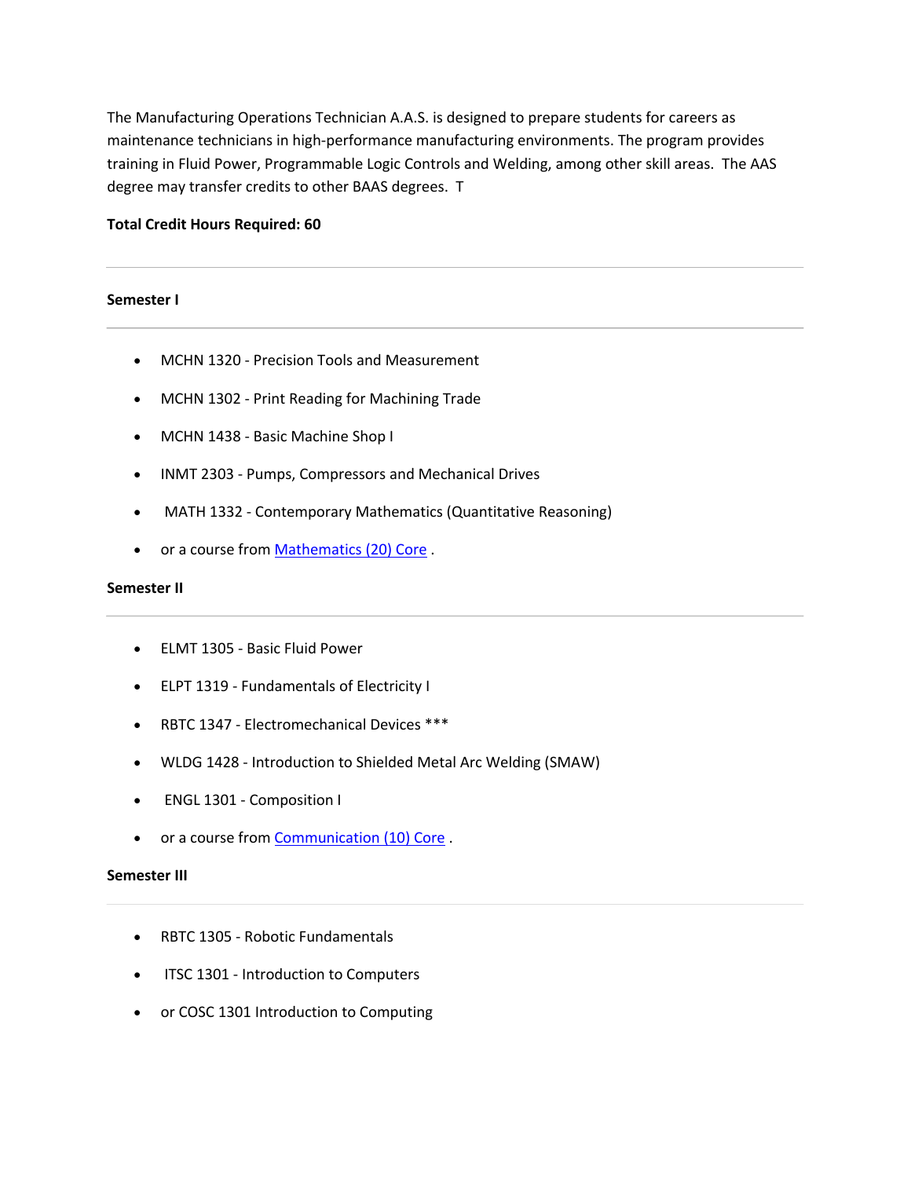The Manufacturing Operations Technician A.A.S. is designed to prepare students for careers as maintenance technicians in high-performance manufacturing environments. The program provides training in Fluid Power, Programmable Logic Controls and Welding, among other skill areas. The AAS degree may transfer credits to other BAAS degrees. T

**Total Credit Hours Required: 60**

---

**Semester I**

---

- MCHN 1320 - Precision Tools and Measurement
- MCHN 1302 - Print Reading for Machining Trade
- MCHN 1438 - Basic Machine Shop I
- INMT 2303 - Pumps, Compressors and Mechanical Drives
- MATH 1332 - Contemporary Mathematics (Quantitative Reasoning)
- or a course from Mathematics (20) Core .

**Semester II**

---

- ELMT 1305 - Basic Fluid Power
- ELPT 1319 - Fundamentals of Electricity I
- RBTC 1347 - Electromechanical Devices ***
- WLDG 1428 - Introduction to Shielded Metal Arc Welding (SMAW)
- ENGL 1301 - Composition I
- or a course from Communication (10) Core .

**Semester III**

---

- RBTC 1305 - Robotic Fundamentals
- ITSC 1301 - Introduction to Computers
- or COSC 1301 Introduction to Computing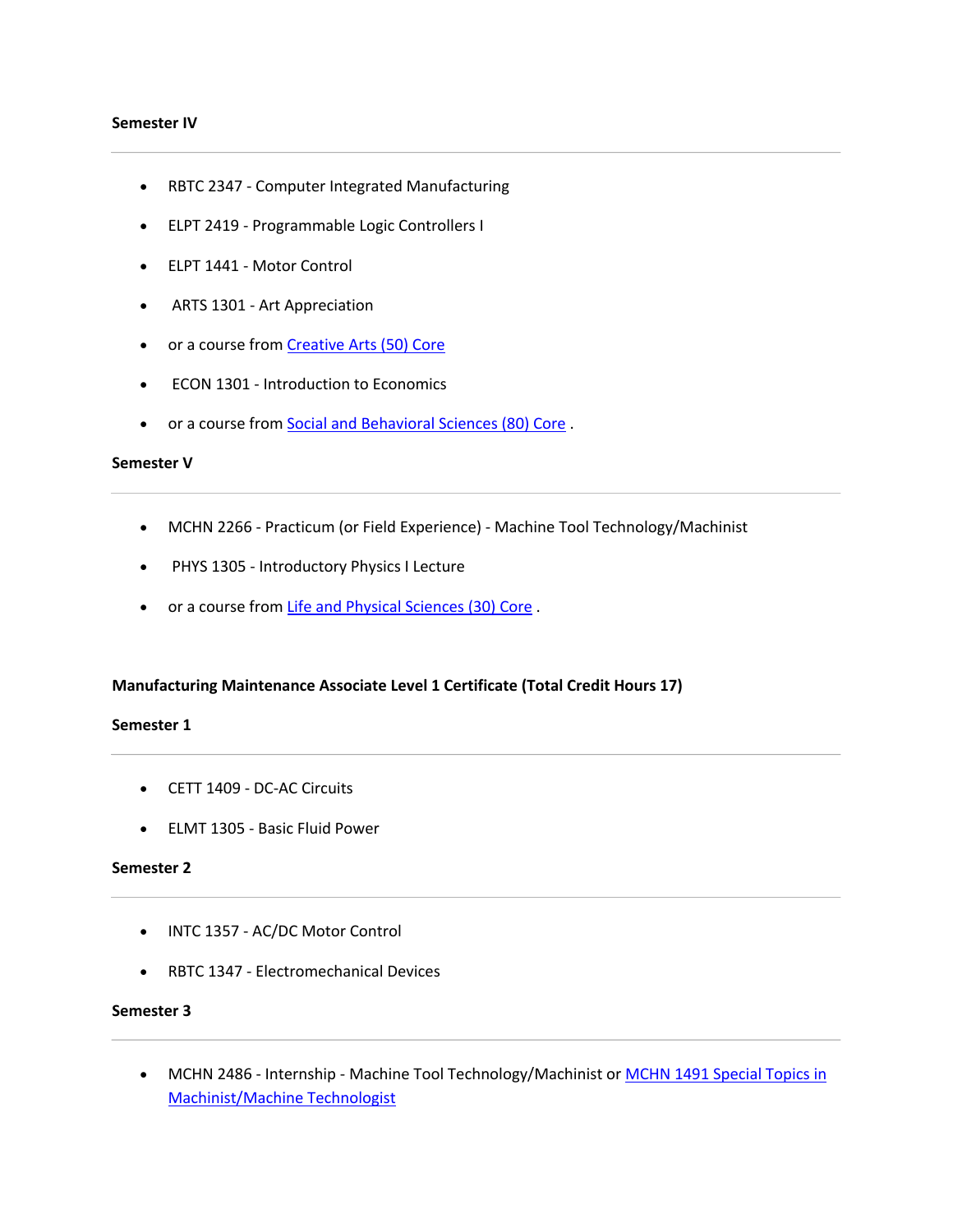**Semester IV**

---

- RBTC 2347 - Computer Integrated Manufacturing
- ELPT 2419 - Programmable Logic Controllers I
- ELPT 1441 - Motor Control
- ARTS 1301 - Art Appreciation
- or a course from Creative Arts (50) Core
- ECON 1301 - Introduction to Economics
- or a course from Social and Behavioral Sciences (80) Core .

**Semester V**

---

- MCHN 2266 - Practicum (or Field Experience) - Machine Tool Technology/Machinist
- PHYS 1305 - Introductory Physics I Lecture
- or a course from Life and Physical Sciences (30) Core .

**Manufacturing Maintenance Associate Level 1 Certificate (Total Credit Hours 17)**

**Semester 1**

---

- CETT 1409 - DC-AC Circuits
- ELMT 1305 - Basic Fluid Power

**Semester 2**

---

- INTC 1357 - AC/DC Motor Control
- RBTC 1347 - Electromechanical Devices

**Semester 3**

---

- MCHN 2486 - Internship - Machine Tool Technology/Machinist or MCHN 1491 Special Topics in Machinist/Machine Technologist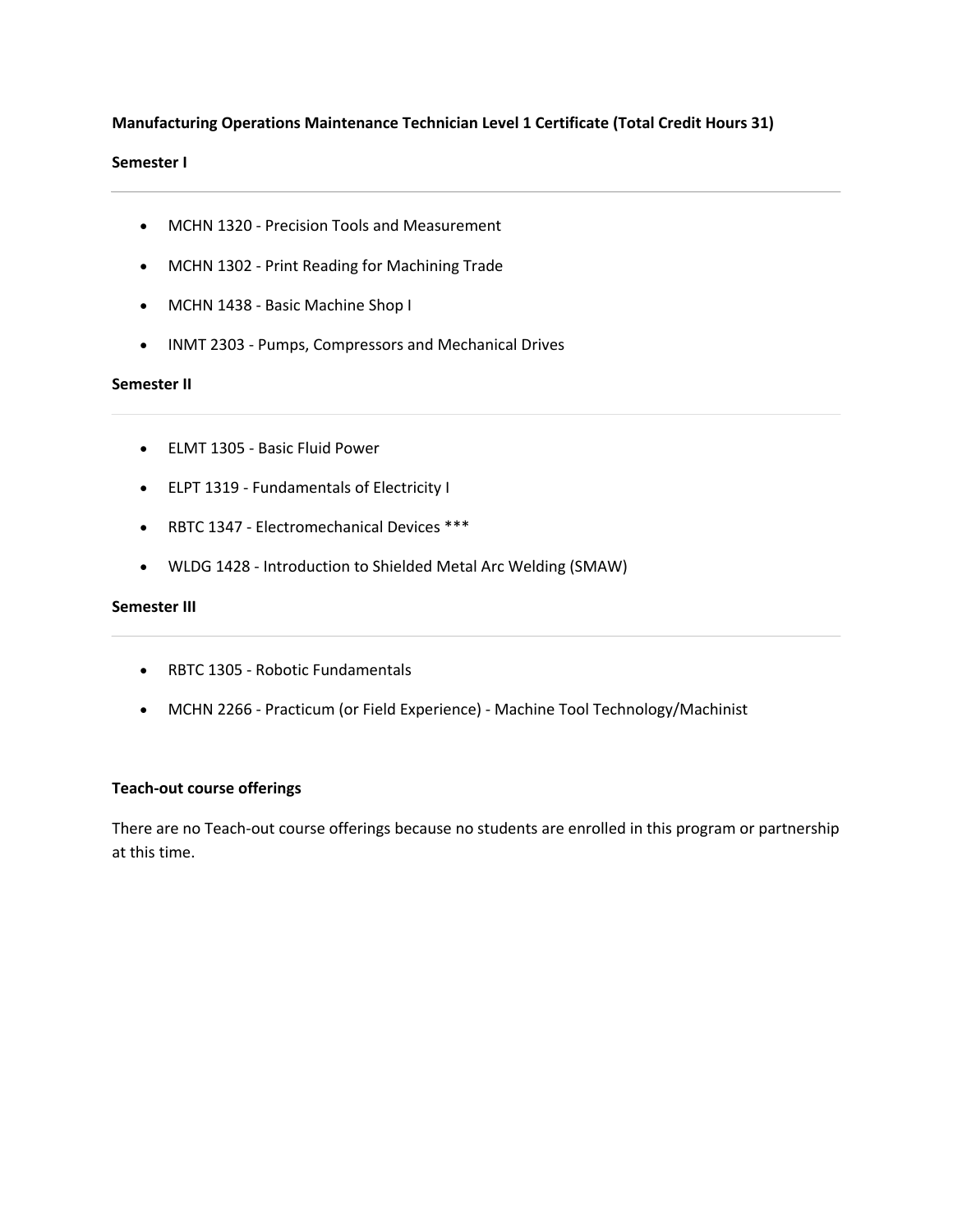**Manufacturing Operations Maintenance Technician Level 1 Certificate (Total Credit Hours 31)**

**Semester I**

---

- MCHN 1320 - Precision Tools and Measurement
- MCHN 1302 - Print Reading for Machining Trade
- MCHN 1438 - Basic Machine Shop I
- INMT 2303 - Pumps, Compressors and Mechanical Drives

**Semester II**

---

- ELMT 1305 - Basic Fluid Power
- ELPT 1319 - Fundamentals of Electricity I
- RBTC 1347 - Electromechanical Devices ***
- WLDG 1428 - Introduction to Shielded Metal Arc Welding (SMAW)

**Semester III**

---

- RBTC 1305 - Robotic Fundamentals
- MCHN 2266 - Practicum (or Field Experience) - Machine Tool Technology/Machinist

**Teach-out course offerings**

There are no Teach-out course offerings because no students are enrolled in this program or partnership at this time.